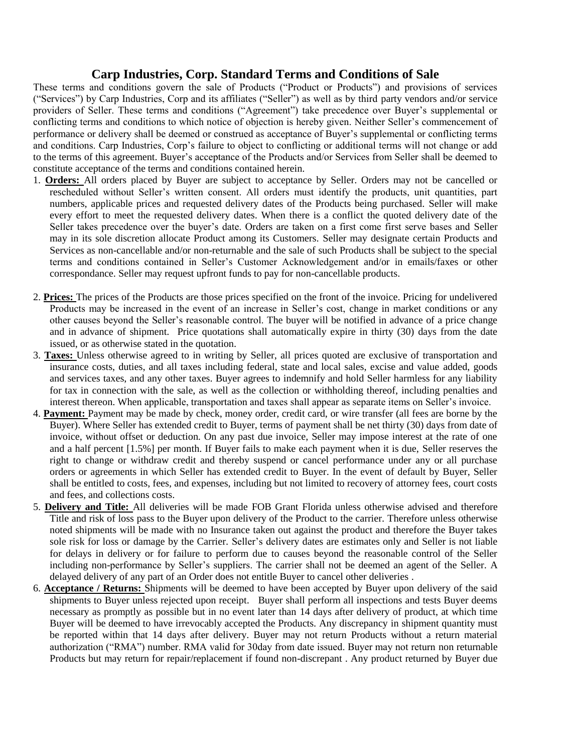# Carp Industries, Corp. Standard Terms and Conditions of Sale

These terms and conditions govern the sale of Products ("Product or Products") and provisions of services ("Services") by Carp Industries, Corp and its affiliates ("Seller") as well as by third party vendors and/or service providers of Seller. These terms and conditions ("Agreement") take precedence over Buyer's supplemental or conflicting terms and conditions to which notice of objection is hereby given. Neither Seller's commencement of performance or delivery shall be deemed or construed as acceptance of Buyer's supplemental or conflicting terms and conditions. Carp Industries, Corp's failure to object to conflicting or additional terms will not change or add to the terms of this agreement. Buyer's acceptance of the Products and/or Services from Seller shall be deemed to constitute acceptance of the terms and conditions contained herein.

1. **Orders:** All orders placed by Buyer are subject to acceptance by Seller. Orders may not be cancelled or rescheduled without Seller's written consent. All orders must identify the products, unit quantities, part numbers, applicable prices and requested delivery dates of the Products being purchased. Seller will make every effort to meet the requested delivery dates. When there is a conflict the quoted delivery date of the Seller takes precedence over the buyer's date. Orders are taken on a first come first serve bases and Seller may in its sole discretion allocate Product among its Customers. Seller may designate certain Products and Services as non-cancellable and/or non-returnable and the sale of such Products shall be subject to the special terms and conditions contained in Seller's Customer Acknowledgement and/or in emails/faxes or other correspondance. Seller may request upfront funds to pay for non-cancellable products.

2. **Prices:** The prices of the Products are those prices specified on the front of the invoice. Pricing for undelivered Products may be increased in the event of an increase in Seller's cost, change in market conditions or any other causes beyond the Seller's reasonable control. The buyer will be notified in advance of a price change and in advance of shipment. Price quotations shall automatically expire in thirty (30) days from the date issued, or as otherwise stated in the quotation.

3. **Taxes:** Unless otherwise agreed to in writing by Seller, all prices quoted are exclusive of transportation and insurance costs, duties, and all taxes including federal, state and local sales, excise and value added, goods and services taxes, and any other taxes. Buyer agrees to indemnify and hold Seller harmless for any liability for tax in connection with the sale, as well as the collection or withholding thereof, including penalties and interest thereon. When applicable, transportation and taxes shall appear as separate items on Seller's invoice.

4. **Payment:** Payment may be made by check, money order, credit card, or wire transfer (all fees are borne by the Buyer). Where Seller has extended credit to Buyer, terms of payment shall be net thirty (30) days from date of invoice, without offset or deduction. On any past due invoice, Seller may impose interest at the rate of one and a half percent [1.5%] per month. If Buyer fails to make each payment when it is due, Seller reserves the right to change or withdraw credit and thereby suspend or cancel performance under any or all purchase orders or agreements in which Seller has extended credit to Buyer. In the event of default by Buyer, Seller shall be entitled to costs, fees, and expenses, including but not limited to recovery of attorney fees, court costs and fees, and collections costs.

5. **Delivery and Title:** All deliveries will be made FOB Grant Florida unless otherwise advised and therefore Title and risk of loss pass to the Buyer upon delivery of the Product to the carrier. Therefore unless otherwise noted shipments will be made with no Insurance taken out against the product and therefore the Buyer takes sole risk for loss or damage by the Carrier. Seller's delivery dates are estimates only and Seller is not liable for delays in delivery or for failure to perform due to causes beyond the reasonable control of the Seller including non-performance by Seller's suppliers. The carrier shall not be deemed an agent of the Seller. A delayed delivery of any part of an Order does not entitle Buyer to cancel other deliveries .

6. **Acceptance / Returns:** Shipments will be deemed to have been accepted by Buyer upon delivery of the said shipments to Buyer unless rejected upon receipt. Buyer shall perform all inspections and tests Buyer deems necessary as promptly as possible but in no event later than 14 days after delivery of product, at which time Buyer will be deemed to have irrevocably accepted the Products. Any discrepancy in shipment quantity must be reported within that 14 days after delivery. Buyer may not return Products without a return material authorization ("RMA") number. RMA valid for 30day from date issued. Buyer may not return non returnable Products but may return for repair/replacement if found non-discrepant . Any product returned by Buyer due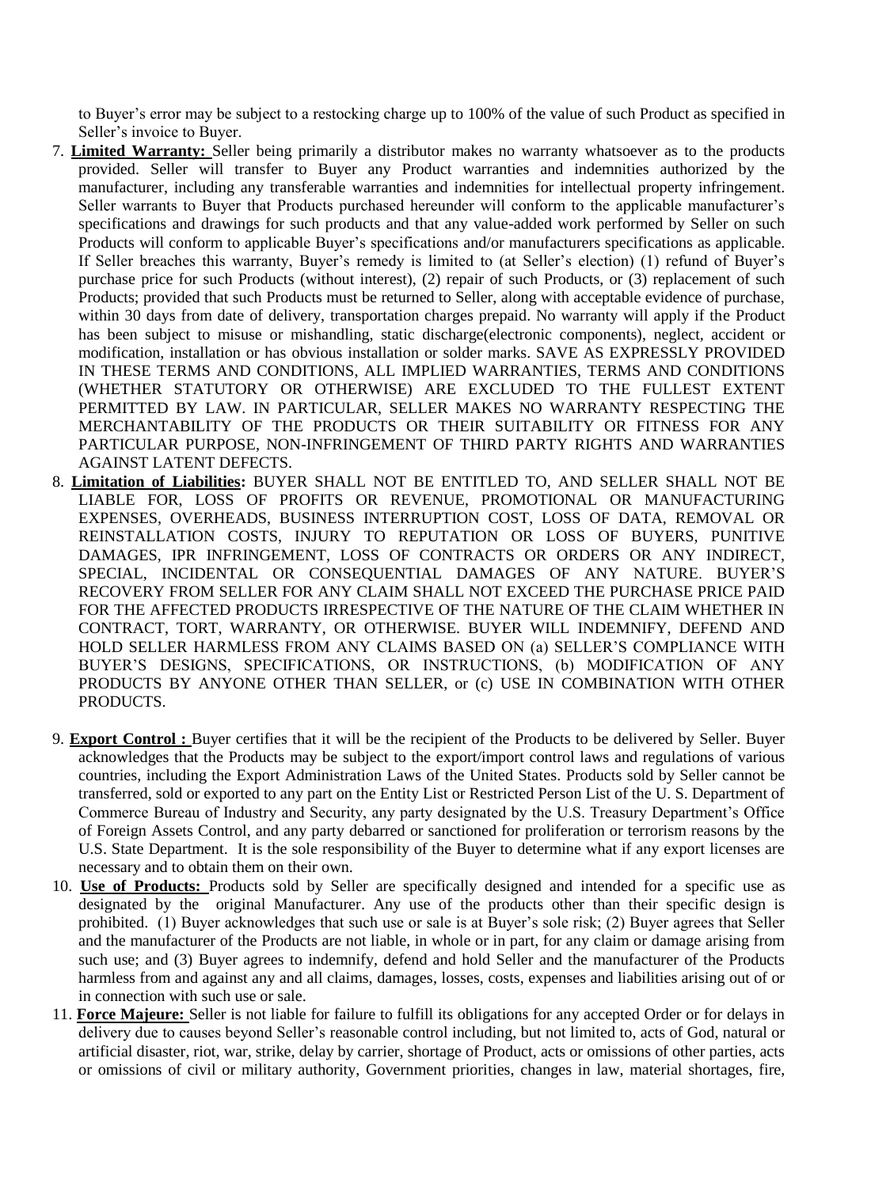to Buyer's error may be subject to a restocking charge up to 100% of the value of such Product as specified in Seller's invoice to Buyer.

7. **Limited Warranty:** Seller being primarily a distributor makes no warranty whatsoever as to the products provided. Seller will transfer to Buyer any Product warranties and indemnities authorized by the manufacturer, including any transferable warranties and indemnities for intellectual property infringement. Seller warrants to Buyer that Products purchased hereunder will conform to the applicable manufacturer's specifications and drawings for such products and that any value-added work performed by Seller on such Products will conform to applicable Buyer's specifications and/or manufacturers specifications as applicable. If Seller breaches this warranty, Buyer's remedy is limited to (at Seller's election) (1) refund of Buyer's purchase price for such Products (without interest), (2) repair of such Products, or (3) replacement of such Products; provided that such Products must be returned to Seller, along with acceptable evidence of purchase, within 30 days from date of delivery, transportation charges prepaid. No warranty will apply if the Product has been subject to misuse or mishandling, static discharge(electronic components), neglect, accident or modification, installation or has obvious installation or solder marks. SAVE AS EXPRESSLY PROVIDED IN THESE TERMS AND CONDITIONS, ALL IMPLIED WARRANTIES, TERMS AND CONDITIONS (WHETHER STATUTORY OR OTHERWISE) ARE EXCLUDED TO THE FULLEST EXTENT PERMITTED BY LAW. IN PARTICULAR, SELLER MAKES NO WARRANTY RESPECTING THE MERCHANTABILITY OF THE PRODUCTS OR THEIR SUITABILITY OR FITNESS FOR ANY PARTICULAR PURPOSE, NON-INFRINGEMENT OF THIRD PARTY RIGHTS AND WARRANTIES AGAINST LATENT DEFECTS.

8. **Limitation of Liabilities:** BUYER SHALL NOT BE ENTITLED TO, AND SELLER SHALL NOT BE LIABLE FOR, LOSS OF PROFITS OR REVENUE, PROMOTIONAL OR MANUFACTURING EXPENSES, OVERHEADS, BUSINESS INTERRUPTION COST, LOSS OF DATA, REMOVAL OR REINSTALLATION COSTS, INJURY TO REPUTATION OR LOSS OF BUYERS, PUNITIVE DAMAGES, IPR INFRINGEMENT, LOSS OF CONTRACTS OR ORDERS OR ANY INDIRECT, SPECIAL, INCIDENTAL OR CONSEQUENTIAL DAMAGES OF ANY NATURE. BUYER'S RECOVERY FROM SELLER FOR ANY CLAIM SHALL NOT EXCEED THE PURCHASE PRICE PAID FOR THE AFFECTED PRODUCTS IRRESPECTIVE OF THE NATURE OF THE CLAIM WHETHER IN CONTRACT, TORT, WARRANTY, OR OTHERWISE. BUYER WILL INDEMNIFY, DEFEND AND HOLD SELLER HARMLESS FROM ANY CLAIMS BASED ON (a) SELLER'S COMPLIANCE WITH BUYER'S DESIGNS, SPECIFICATIONS, OR INSTRUCTIONS, (b) MODIFICATION OF ANY PRODUCTS BY ANYONE OTHER THAN SELLER, or (c) USE IN COMBINATION WITH OTHER PRODUCTS.

9. **Export Control :** Buyer certifies that it will be the recipient of the Products to be delivered by Seller. Buyer acknowledges that the Products may be subject to the export/import control laws and regulations of various countries, including the Export Administration Laws of the United States. Products sold by Seller cannot be transferred, sold or exported to any part on the Entity List or Restricted Person List of the U. S. Department of Commerce Bureau of Industry and Security, any party designated by the U.S. Treasury Department's Office of Foreign Assets Control, and any party debarred or sanctioned for proliferation or terrorism reasons by the U.S. State Department. It is the sole responsibility of the Buyer to determine what if any export licenses are necessary and to obtain them on their own.

10. **Use of Products:** Products sold by Seller are specifically designed and intended for a specific use as designated by the original Manufacturer. Any use of the products other than their specific design is prohibited. (1) Buyer acknowledges that such use or sale is at Buyer's sole risk; (2) Buyer agrees that Seller and the manufacturer of the Products are not liable, in whole or in part, for any claim or damage arising from such use; and (3) Buyer agrees to indemnify, defend and hold Seller and the manufacturer of the Products harmless from and against any and all claims, damages, losses, costs, expenses and liabilities arising out of or in connection with such use or sale.

11. **Force Majeure:** Seller is not liable for failure to fulfill its obligations for any accepted Order or for delays in delivery due to causes beyond Seller's reasonable control including, but not limited to, acts of God, natural or artificial disaster, riot, war, strike, delay by carrier, shortage of Product, acts or omissions of other parties, acts or omissions of civil or military authority, Government priorities, changes in law, material shortages, fire,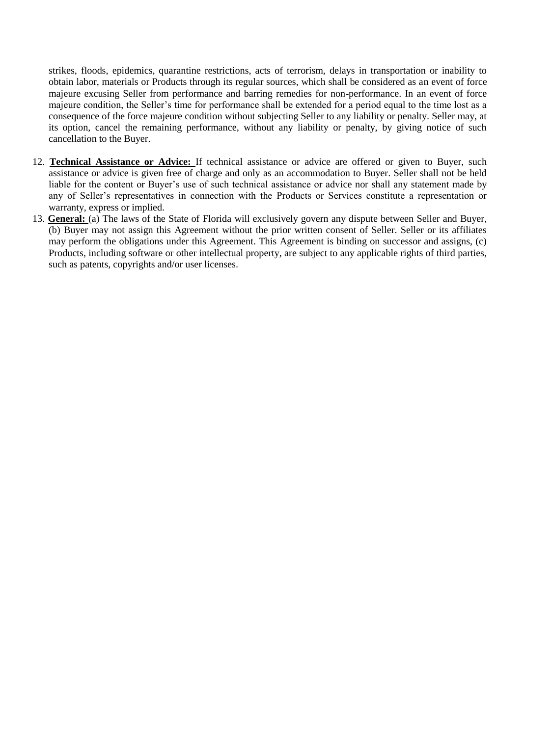strikes, floods, epidemics, quarantine restrictions, acts of terrorism, delays in transportation or inability to obtain labor, materials or Products through its regular sources, which shall be considered as an event of force majeure excusing Seller from performance and barring remedies for non-performance. In an event of force majeure condition, the Seller's time for performance shall be extended for a period equal to the time lost as a consequence of the force majeure condition without subjecting Seller to any liability or penalty. Seller may, at its option, cancel the remaining performance, without any liability or penalty, by giving notice of such cancellation to the Buyer.

12. **Technical Assistance or Advice:** If technical assistance or advice are offered or given to Buyer, such assistance or advice is given free of charge and only as an accommodation to Buyer. Seller shall not be held liable for the content or Buyer's use of such technical assistance or advice nor shall any statement made by any of Seller's representatives in connection with the Products or Services constitute a representation or warranty, express or implied.
13. **General:** (a) The laws of the State of Florida will exclusively govern any dispute between Seller and Buyer, (b) Buyer may not assign this Agreement without the prior written consent of Seller. Seller or its affiliates may perform the obligations under this Agreement. This Agreement is binding on successor and assigns, (c) Products, including software or other intellectual property, are subject to any applicable rights of third parties, such as patents, copyrights and/or user licenses.